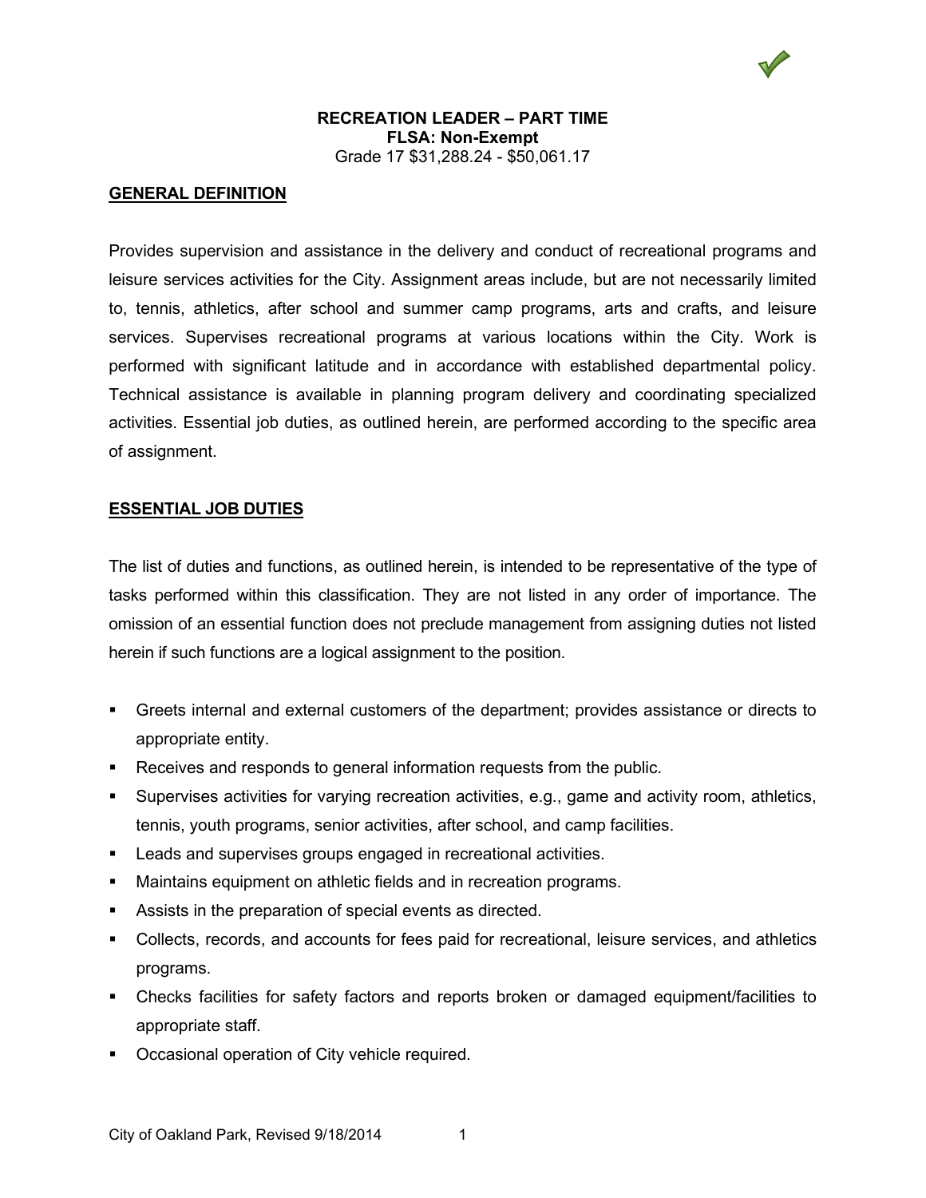# RECREATION LEADER – PART TIME

**FLSA: Non-Exempt**

Grade 17 $31,288.24 - $50,061.17

## GENERAL DEFINITION

Provides supervision and assistance in the delivery and conduct of recreational programs and leisure services activities for the City. Assignment areas include, but are not necessarily limited to, tennis, athletics, after school and summer camp programs, arts and crafts, and leisure services. Supervises recreational programs at various locations within the City. Work is performed with significant latitude and in accordance with established departmental policy. Technical assistance is available in planning program delivery and coordinating specialized activities. Essential job duties, as outlined herein, are performed according to the specific area of assignment.

## ESSENTIAL JOB DUTIES

The list of duties and functions, as outlined herein, is intended to be representative of the type of tasks performed within this classification. They are not listed in any order of importance. The omission of an essential function does not preclude management from assigning duties not listed herein if such functions are a logical assignment to the position.

- Greets internal and external customers of the department; provides assistance or directs to appropriate entity.
- Receives and responds to general information requests from the public.
- Supervises activities for varying recreation activities, e.g., game and activity room, athletics, tennis, youth programs, senior activities, after school, and camp facilities.
- Leads and supervises groups engaged in recreational activities.
- Maintains equipment on athletic fields and in recreation programs.
- Assists in the preparation of special events as directed.
- Collects, records, and accounts for fees paid for recreational, leisure services, and athletics programs.
- Checks facilities for safety factors and reports broken or damaged equipment/facilities to appropriate staff.
- Occasional operation of City vehicle required.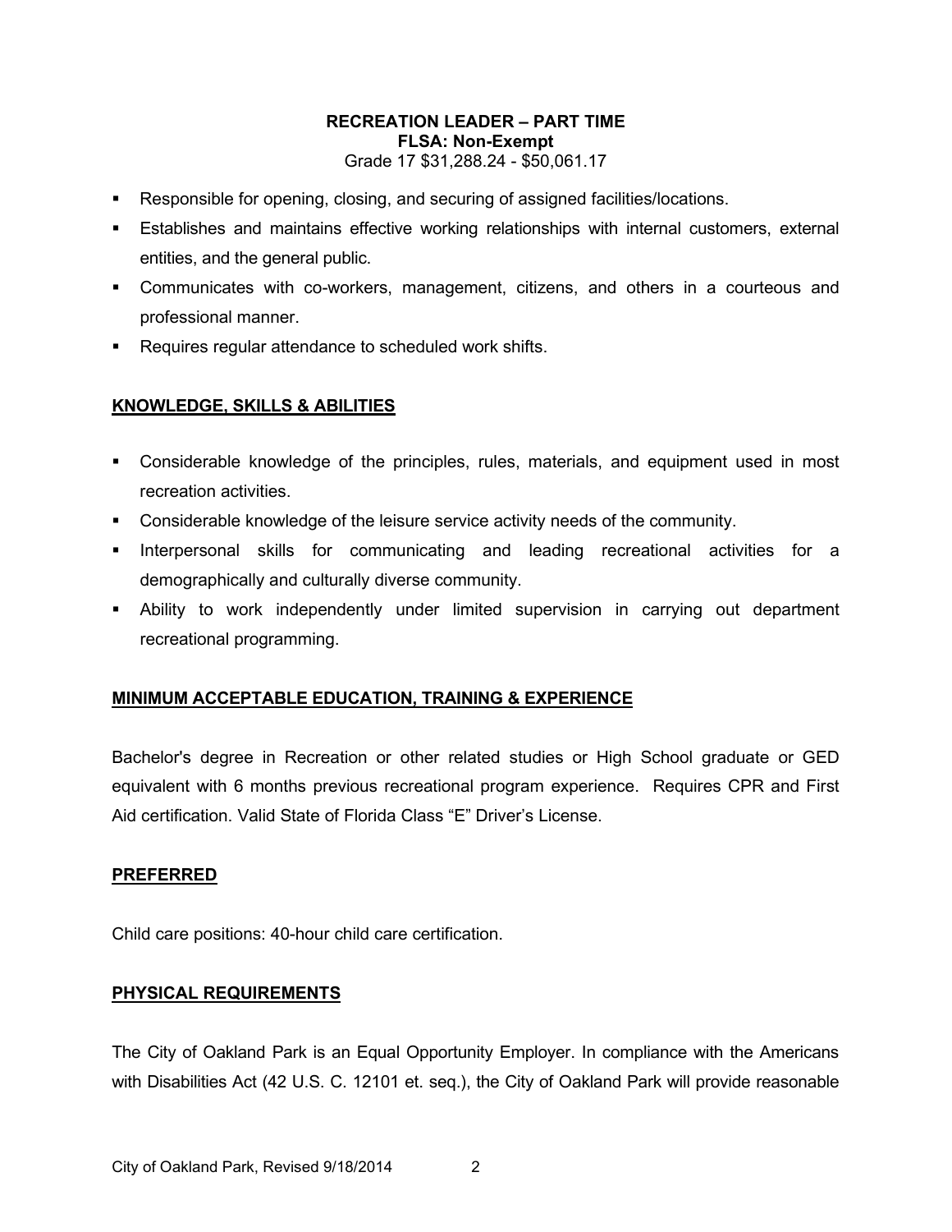**RECREATION LEADER – PART TIME**
**FLSA: Non-Exempt**
Grade 17 $31,288.24 - $50,061.17

- Responsible for opening, closing, and securing of assigned facilities/locations.
- Establishes and maintains effective working relationships with internal customers, external entities, and the general public.
- Communicates with co-workers, management, citizens, and others in a courteous and professional manner.
- Requires regular attendance to scheduled work shifts.

## KNOWLEDGE, SKILLS & ABILITIES

- Considerable knowledge of the principles, rules, materials, and equipment used in most recreation activities.
- Considerable knowledge of the leisure service activity needs of the community.
- Interpersonal skills for communicating and leading recreational activities for a demographically and culturally diverse community.
- Ability to work independently under limited supervision in carrying out department recreational programming.

## MINIMUM ACCEPTABLE EDUCATION, TRAINING & EXPERIENCE

Bachelor's degree in Recreation or other related studies or High School graduate or GED equivalent with 6 months previous recreational program experience. Requires CPR and First Aid certification. Valid State of Florida Class "E" Driver's License.

## PREFERRED

Child care positions: 40-hour child care certification.

## PHYSICAL REQUIREMENTS

The City of Oakland Park is an Equal Opportunity Employer. In compliance with the Americans with Disabilities Act (42 U.S. C. 12101 et. seq.), the City of Oakland Park will provide reasonable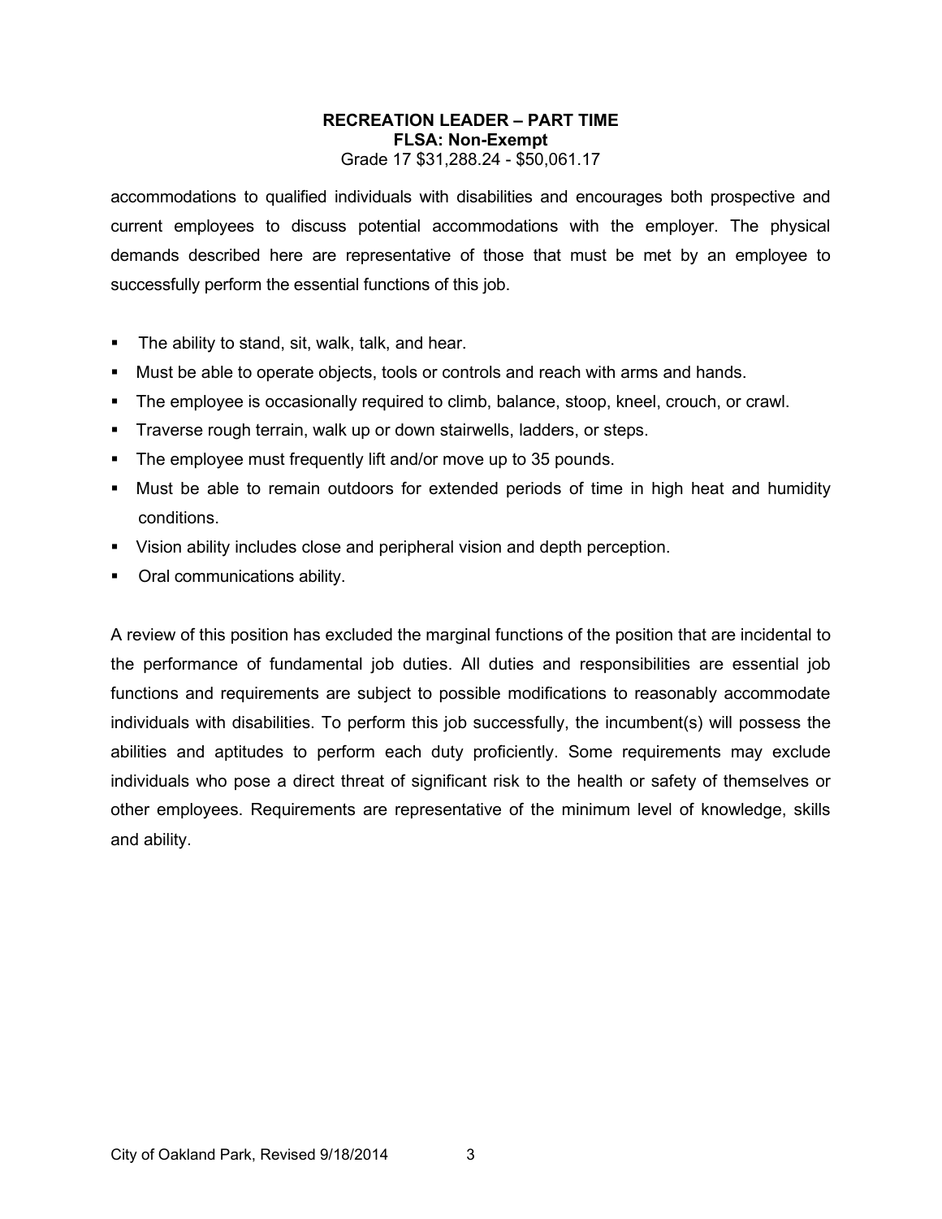accommodations to qualified individuals with disabilities and encourages both prospective and current employees to discuss potential accommodations with the employer. The physical demands described here are representative of those that must be met by an employee to successfully perform the essential functions of this job.

- The ability to stand, sit, walk, talk, and hear.
- Must be able to operate objects, tools or controls and reach with arms and hands.
- The employee is occasionally required to climb, balance, stoop, kneel, crouch, or crawl.
- Traverse rough terrain, walk up or down stairwells, ladders, or steps.
- The employee must frequently lift and/or move up to 35 pounds.
- Must be able to remain outdoors for extended periods of time in high heat and humidity conditions.
- Vision ability includes close and peripheral vision and depth perception.
- Oral communications ability.

A review of this position has excluded the marginal functions of the position that are incidental to the performance of fundamental job duties. All duties and responsibilities are essential job functions and requirements are subject to possible modifications to reasonably accommodate individuals with disabilities. To perform this job successfully, the incumbent(s) will possess the abilities and aptitudes to perform each duty proficiently. Some requirements may exclude individuals who pose a direct threat of significant risk to the health or safety of themselves or other employees. Requirements are representative of the minimum level of knowledge, skills and ability.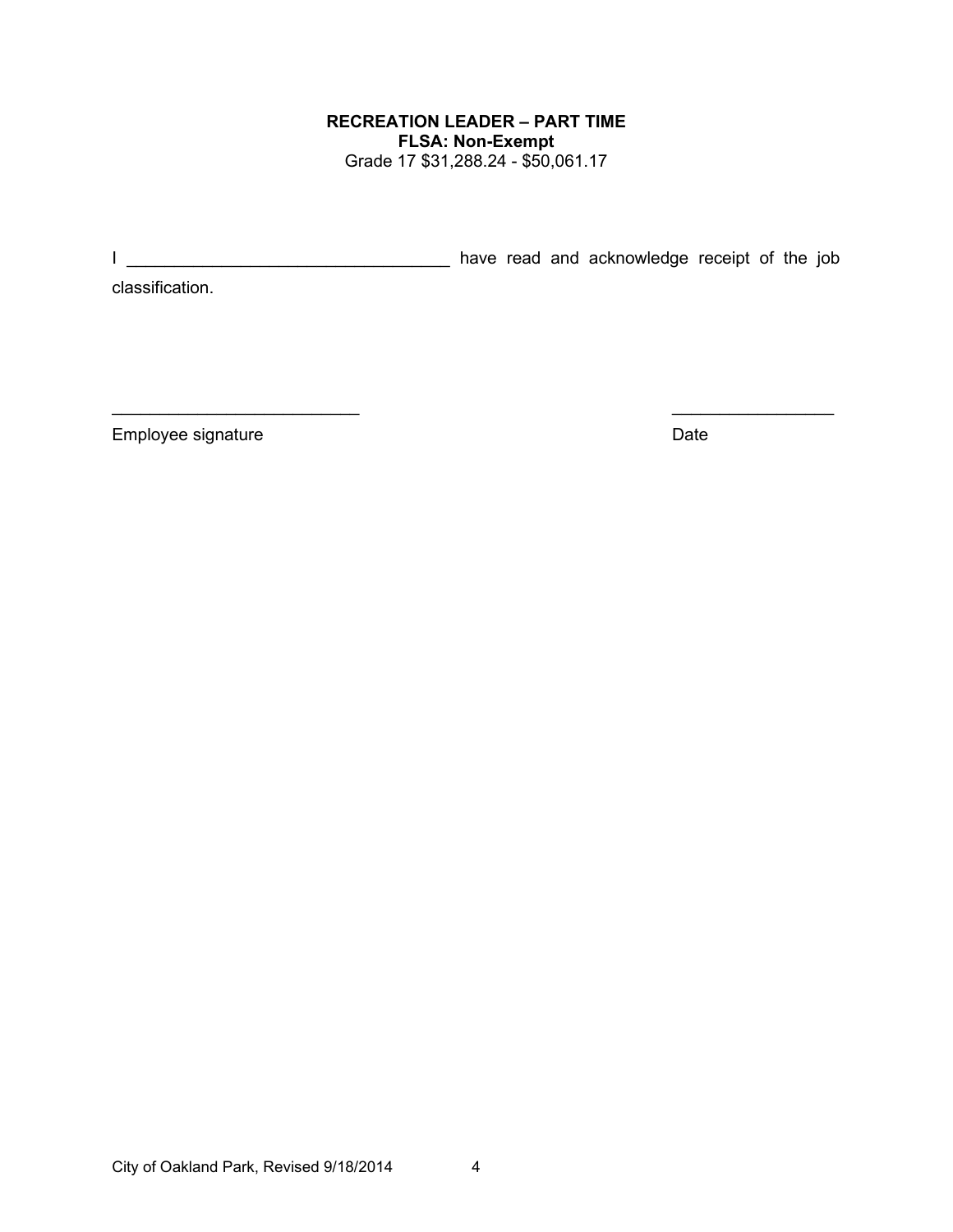**RECREATION LEADER – PART TIME**
**FLSA: Non-Exempt**
Grade 17 $31,288.24 - $50,061.17

I __________________________________ have read and acknowledge receipt of the job classification.

__________________________ &nbsp;&nbsp;&nbsp;&nbsp;&nbsp;&nbsp;&nbsp;&nbsp;&nbsp;&nbsp;&nbsp;&nbsp;&nbsp;&nbsp;&nbsp;&nbsp;&nbsp;&nbsp;&nbsp;&nbsp; _________________

Employee signature &nbsp;&nbsp;&nbsp;&nbsp;&nbsp;&nbsp;&nbsp;&nbsp;&nbsp;&nbsp;&nbsp;&nbsp;&nbsp;&nbsp;&nbsp;&nbsp;&nbsp;&nbsp;&nbsp;&nbsp;&nbsp;&nbsp;&nbsp;&nbsp;&nbsp;&nbsp;&nbsp;&nbsp;&nbsp;&nbsp;&nbsp;&nbsp;&nbsp;&nbsp;&nbsp;&nbsp;&nbsp;&nbsp;&nbsp;&nbsp; Date

City of Oakland Park, Revised 9/18/2014